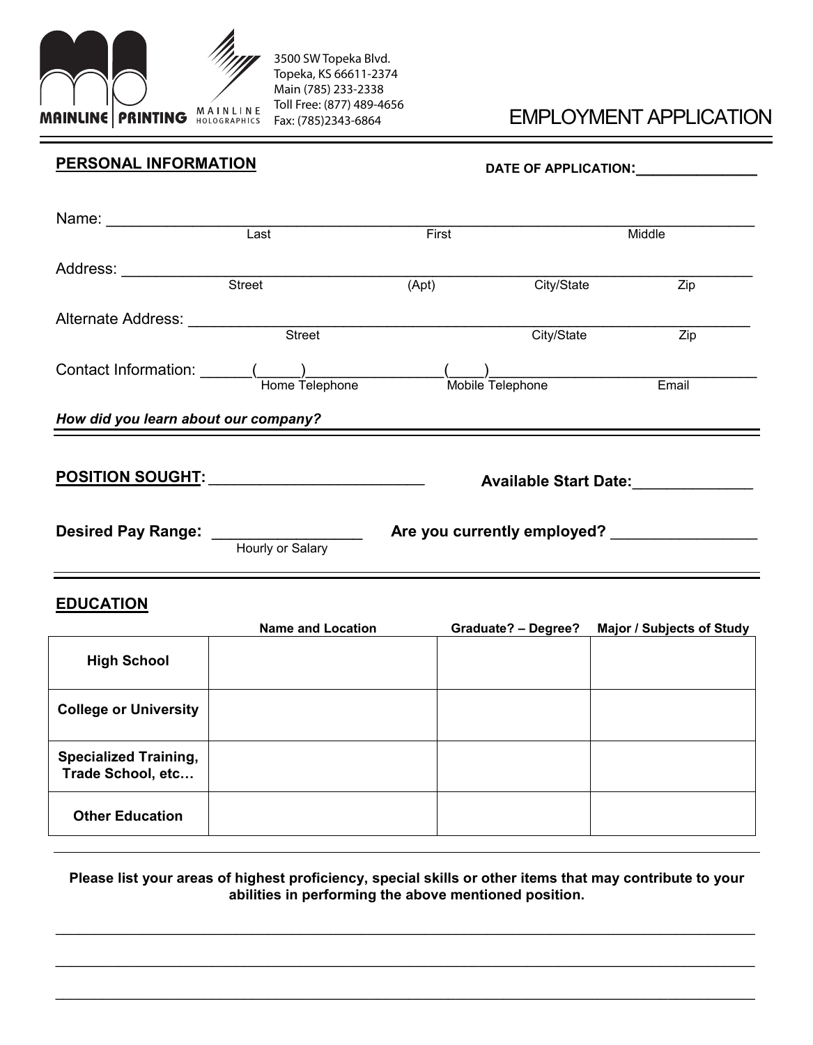MAINLINE PRINTING | MAINLINE HOLOGRAPHICS

3500 SW Topeka Blvd.
Topeka, KS 66611-2374
Main (785) 233-2338
Toll Free: (877) 489-4656
Fax: (785)2343-6864

# EMPLOYMENT APPLICATION

## PERSONAL INFORMATION

**DATE OF APPLICATION:**________________

Name: ______________________________________________________________
Last First Middle

Address: ____________________________________________________________
Street (Apt) City/State Zip

Alternate Address: ____________________________________________________
Street City/State Zip

Contact Information: ______(_____)______________(____)____________________________
Home Telephone Mobile Telephone Email

***How did you learn about our company?***

**POSITION SOUGHT:** __________________________ **Available Start Date:**_______________

**Desired Pay Range:** __________________ **Are you currently employed?** _________________
Hourly or Salary

## EDUCATION

| | Name and Location | Graduate? – Degree? | Major / Subjects of Study |
|---|---|---|---|
| **High School** | | | |
| **College or University** | | | |
| **Specialized Training, Trade School, etc…** | | | |
| **Other Education** | | | |

**Please list your areas of highest proficiency, special skills or other items that may contribute to your abilities in performing the above mentioned position.**

_____________________________________________________________________________

_____________________________________________________________________________

_____________________________________________________________________________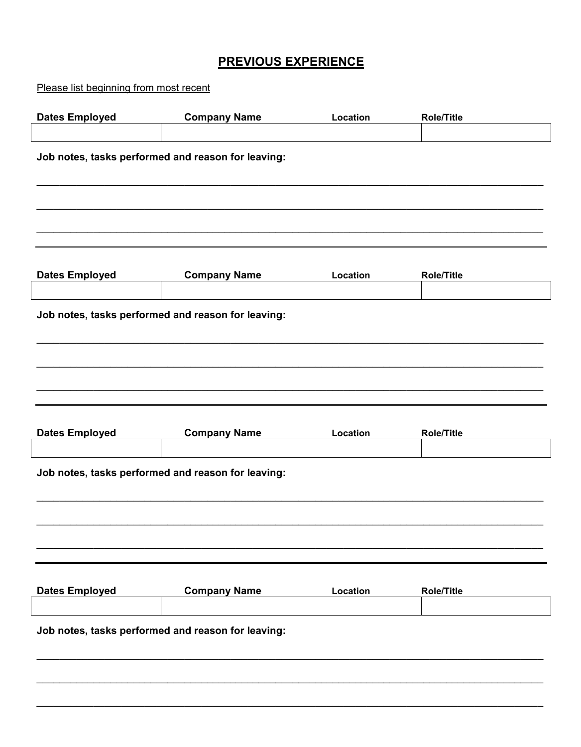# PREVIOUS EXPERIENCE

Please list beginning from most recent

| Dates Employed | Company Name | Location | Role/Title |
| --- | --- | --- | --- |
| | | | |

**Job notes, tasks performed and reason for leaving:**

_______________________________________________________________________________

_______________________________________________________________________________

_______________________________________________________________________________

| Dates Employed | Company Name | Location | Role/Title |
| --- | --- | --- | --- |
| | | | |

**Job notes, tasks performed and reason for leaving:**

_______________________________________________________________________________

_______________________________________________________________________________

_______________________________________________________________________________

| Dates Employed | Company Name | Location | Role/Title |
| --- | --- | --- | --- |
| | | | |

**Job notes, tasks performed and reason for leaving:**

_______________________________________________________________________________

_______________________________________________________________________________

_______________________________________________________________________________

| Dates Employed | Company Name | Location | Role/Title |
| --- | --- | --- | --- |
| | | | |

**Job notes, tasks performed and reason for leaving:**

_______________________________________________________________________________

_______________________________________________________________________________

_______________________________________________________________________________